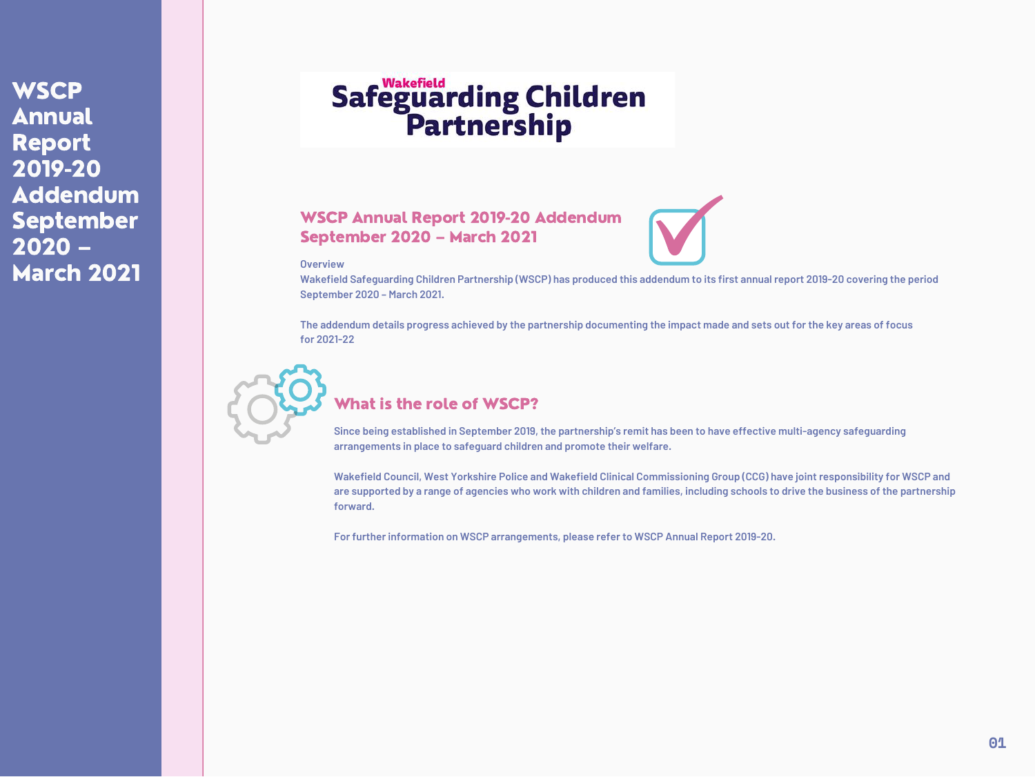# WSCP Annual Report 2019-20 Addendum September 2020 – March 2021

Wakefield Safeguarding Children Partnership

## WSCP Annual Report 2019-20 Addendum September 2020 – March 2021

Overview

Wakefield Safeguarding Children Partnership (WSCP) has produced this addendum to its first annual report 2019-20 covering the period September 2020 – March 2021.

The addendum details progress achieved by the partnership documenting the impact made and sets out for the key areas of focus for 2021-22

## What is the role of WSCP?

Since being established in September 2019, the partnership's remit has been to have effective multi-agency safeguarding arrangements in place to safeguard children and promote their welfare.

Wakefield Council, West Yorkshire Police and Wakefield Clinical Commissioning Group (CCG) have joint responsibility for WSCP and are supported by a range of agencies who work with children and families, including schools to drive the business of the partnership forward.

For further information on WSCP arrangements, please refer to WSCP Annual Report 2019-20.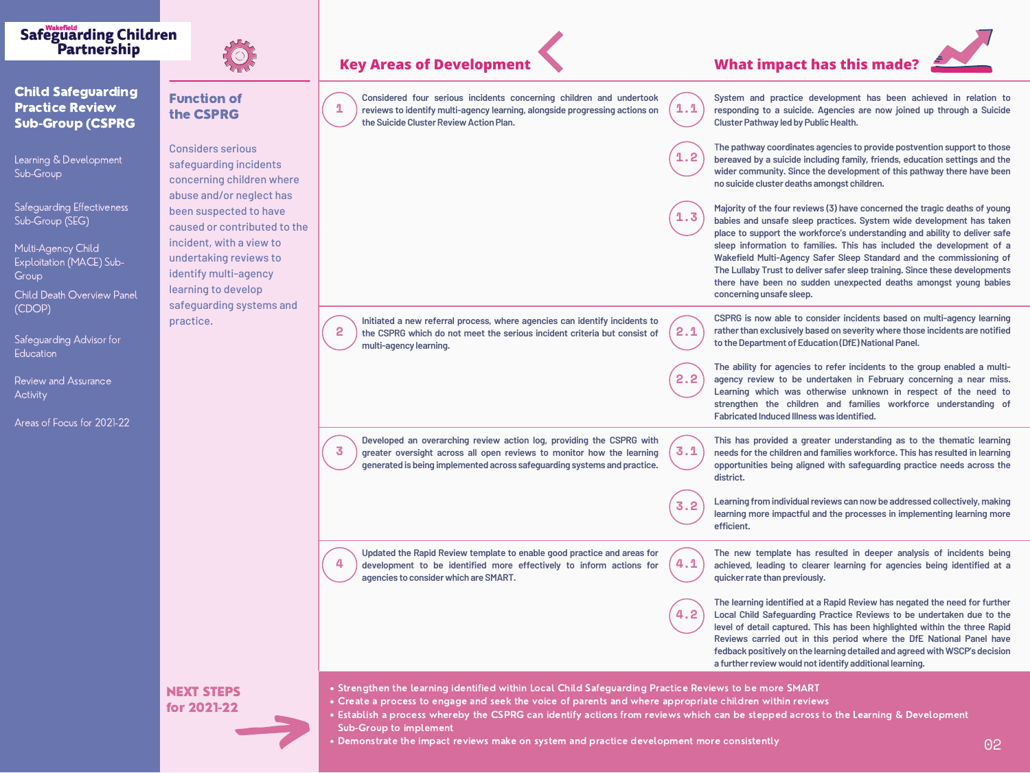**Wakefield Safeguarding Children Partnership**

## Child Safeguarding Practice Review Sub-Group (CSPRG

- Learning & Development Sub-Group
- Safeguarding Effectiveness Sub-Group (SEG)
- Multi-Agency Child Exploitation (MACE) Sub-Group
- Child Death Overview Panel (CDOP)
- Safeguarding Advisor for Education
- Review and Assurance Activity
- Areas of Focus for 2021-22

### Function of the CSPRG

Considers serious safeguarding incidents concerning children where abuse and/or neglect has been suspected to have caused or contributed to the incident, with a view to undertaking reviews to identify multi-agency learning to develop safeguarding systems and practice.

| Key Areas of Development | | What impact has this made? |
|---|---|---|
| **1** Considered four serious incidents concerning children and undertook reviews to identify multi-agency learning, alongside progressing actions on the Suicide Cluster Review Action Plan. | **1.1** | System and practice development has been achieved in relation to responding to a suicide. Agencies are now joined up through a Suicide Cluster Pathway led by Public Health. |
| | **1.2** | The pathway coordinates agencies to provide postvention support to those bereaved by a suicide including family, friends, education settings and the wider community. Since the development of this pathway there have been no suicide cluster deaths amongst children. |
| | **1.3** | Majority of the four reviews (3) have concerned the tragic deaths of young babies and unsafe sleep practices. System wide development has taken place to support the workforce's understanding and ability to deliver safe sleep information to families. This has included the development of a Wakefield Multi-Agency Safer Sleep Standard and the commissioning of The Lullaby Trust to deliver safer sleep training. Since these developments there have been no sudden unexpected deaths amongst young babies concerning unsafe sleep. |
| **2** Initiated a new referral process, where agencies can identify incidents to the CSPRG which do not meet the serious incident criteria but consist of multi-agency learning. | **2.1** | CSPRG is now able to consider incidents based on multi-agency learning rather than exclusively based on severity where those incidents are notified to the Department of Education (DfE) National Panel. |
| | **2.2** | The ability for agencies to refer incidents to the group enabled a multi-agency review to be undertaken in February concerning a near miss. Learning which was otherwise unknown in respect of the need to strengthen the children and families workforce understanding of Fabricated Induced Illness was identified. |
| **3** Developed an overarching review action log, providing the CSPRG with greater oversight across all open reviews to monitor how the learning generated is being implemented across safeguarding systems and practice. | **3.1** | This has provided a greater understanding as to the thematic learning needs for the children and families workforce. This has resulted in learning opportunities being aligned with safeguarding practice needs across the district. |
| | **3.2** | Learning from individual reviews can now be addressed collectively, making learning more impactful and the processes in implementing learning more efficient. |
| **4** Updated the Rapid Review template to enable good practice and areas for development to be identified more effectively to inform actions for agencies to consider which are SMART. | **4.1** | The new template has resulted in deeper analysis of incidents being achieved, leading to clearer learning for agencies being identified at a quicker rate than previously. |
| | **4.2** | The learning identified at a Rapid Review has negated the need for further Local Child Safeguarding Practice Reviews to be undertaken due to the level of detail captured. This has been highlighted within the three Rapid Reviews carried out in this period where the DfE National Panel have fedback positively on the learning detailed and agreed with WSCP's decision a further review would not identify additional learning. |

### NEXT STEPS for 2021-22

- Strengthen the learning identified within Local Child Safeguarding Practice Reviews to be more SMART
- Create a process to engage and seek the voice of parents and where appropriate children within reviews
- Establish a process whereby the CSPRG can identify actions from reviews which can be stepped across to the Learning & Development Sub-Group to implement
- Demonstrate the impact reviews make on system and practice development more consistently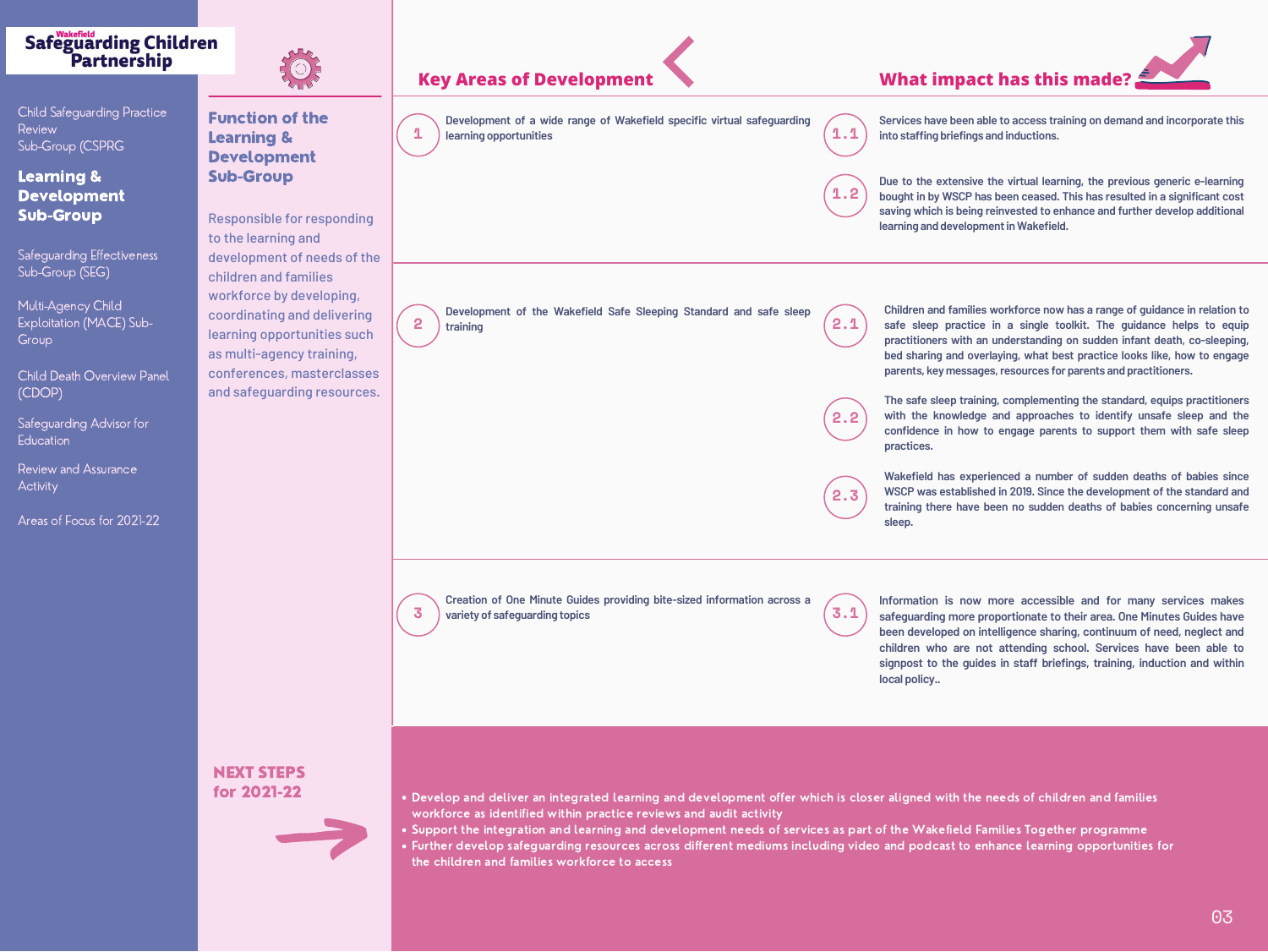Wakefield Safeguarding Children Partnership

Child Safeguarding Practice Review Sub-Group (CSPRG

**Learning & Development Sub-Group**

Safeguarding Effectiveness Sub-Group (SEG)

Multi-Agency Child Exploitation (MACE) Sub-Group

Child Death Overview Panel (CDOP)

Safeguarding Advisor for Education

Review and Assurance Activity

Areas of Focus for 2021-22

## Function of the Learning & Development Sub-Group

Responsible for responding to the learning and development of needs of the children and families workforce by developing, coordinating and delivering learning opportunities such as multi-agency training, conferences, masterclasses and safeguarding resources.

| Key Areas of Development | What impact has this made? |
| --- | --- |
| **1** Development of a wide range of Wakefield specific virtual safeguarding learning opportunities | **1.1** Services have been able to access training on demand and incorporate this into staffing briefings and inductions.<br>**1.2** Due to the extensive the virtual learning, the previous generic e-learning bought in by WSCP has been ceased. This has resulted in a significant cost saving which is being reinvested to enhance and further develop additional learning and development in Wakefield. |
| **2** Development of the Wakefield Safe Sleeping Standard and safe sleep training | **2.1** Children and families workforce now has a range of guidance in relation to safe sleep practice in a single toolkit. The guidance helps to equip practitioners with an understanding on sudden infant death, co-sleeping, bed sharing and overlaying, what best practice looks like, how to engage parents, key messages, resources for parents and practitioners.<br>**2.2** The safe sleep training, complementing the standard, equips practitioners with the knowledge and approaches to identify unsafe sleep and the confidence in how to engage parents to support them with safe sleep practices.<br>**2.3** Wakefield has experienced a number of sudden deaths of babies since WSCP was established in 2019. Since the development of the standard and training there have been no sudden deaths of babies concerning unsafe sleep. |
| **3** Creation of One Minute Guides providing bite-sized information across a variety of safeguarding topics | **3.1** Information is now more accessible and for many services makes safeguarding more proportionate to their area. One Minutes Guides have been developed on intelligence sharing, continuum of need, neglect and children who are not attending school. Services have been able to signpost to the guides in staff briefings, training, induction and within local policy.. |

## NEXT STEPS for 2021-22

- Develop and deliver an integrated learning and development offer which is closer aligned with the needs of children and families workforce as identified within practice reviews and audit activity
- Support the integration and learning and development needs of services as part of the Wakefield Families Together programme
- Further develop safeguarding resources across different mediums including video and podcast to enhance learning opportunities for the children and families workforce to access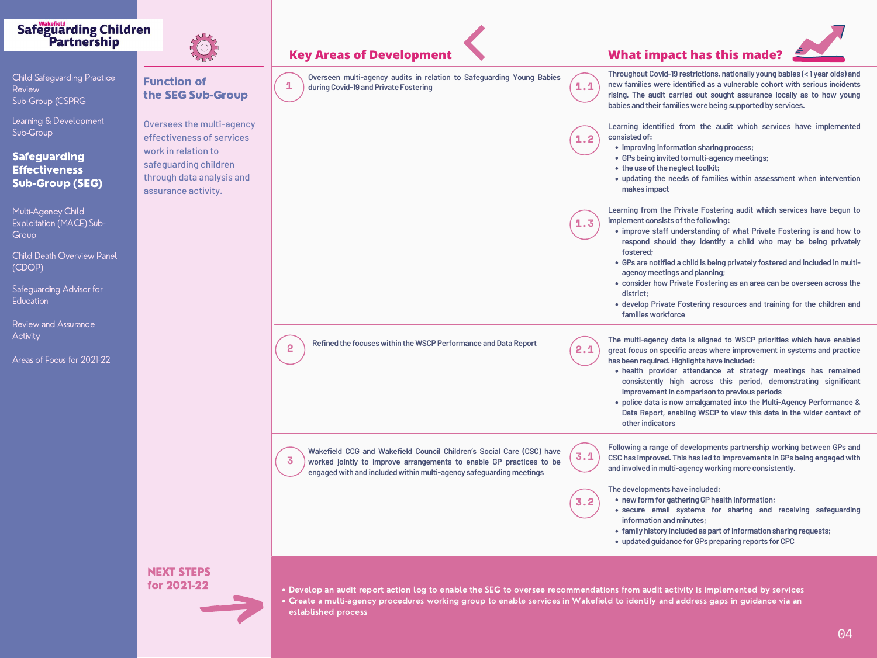**Wakefield Safeguarding Children Partnership**

- Child Safeguarding Practice Review Sub-Group (CSPRG
- Learning & Development Sub-Group
- **Safeguarding Effectiveness Sub-Group (SEG)**
- Multi-Agency Child Exploitation (MACE) Sub-Group
- Child Death Overview Panel (CDOP)
- Safeguarding Advisor for Education
- Review and Assurance Activity
- Areas of Focus for 2021-22

## Function of the SEG Sub-Group

Oversees the multi-agency effectiveness of services work in relation to safeguarding children through data analysis and assurance activity.

## Key Areas of Development

## What impact has this made?

**1** Overseen multi-agency audits in relation to Safeguarding Young Babies during Covid-19 and Private Fostering

**1.1** Throughout Covid-19 restrictions, nationally young babies (< 1 year olds) and new families were identified as a vulnerable cohort with serious incidents rising. The audit carried out sought assurance locally as to how young babies and their families were being supported by services.

**1.2** Learning identified from the audit which services have implemented consisted of:

- improving information sharing process;
- GPs being invited to multi-agency meetings;
- the use of the neglect toolkit;
- updating the needs of families within assessment when intervention makes impact

**1.3** Learning from the Private Fostering audit which services have begun to implement consists of the following:

- improve staff understanding of what Private Fostering is and how to respond should they identify a child who may be being privately fostered;
- GPs are notified a child is being privately fostered and included in multi-agency meetings and planning;
- consider how Private Fostering as an area can be overseen across the district;
- develop Private Fostering resources and training for the children and families workforce

**2** Refined the focuses within the WSCP Performance and Data Report

**2.1** The multi-agency data is aligned to WSCP priorities which have enabled great focus on specific areas where improvement in systems and practice has been required. Highlights have included:

- health provider attendance at strategy meetings has remained consistently high across this period, demonstrating significant improvement in comparison to previous periods
- police data is now amalgamated into the Multi-Agency Performance & Data Report, enabling WSCP to view this data in the wider context of other indicators

**3** Wakefield CCG and Wakefield Council Children's Social Care (CSC) have worked jointly to improve arrangements to enable GP practices to be engaged with and included within multi-agency safeguarding meetings

**3.1** Following a range of developments partnership working between GPs and CSC has improved. This has led to improvements in GPs being engaged with and involved in multi-agency working more consistently.

**3.2** The developments have included:

- new form for gathering GP health information;
- secure email systems for sharing and receiving safeguarding information and minutes;
- family history included as part of information sharing requests;
- updated guidance for GPs preparing reports for CPC

## NEXT STEPS for 2021-22

- Develop an audit report action log to enable the SEG to oversee recommendations from audit activity is implemented by services
- Create a multi-agency procedures working group to enable services in Wakefield to identify and address gaps in guidance via an established process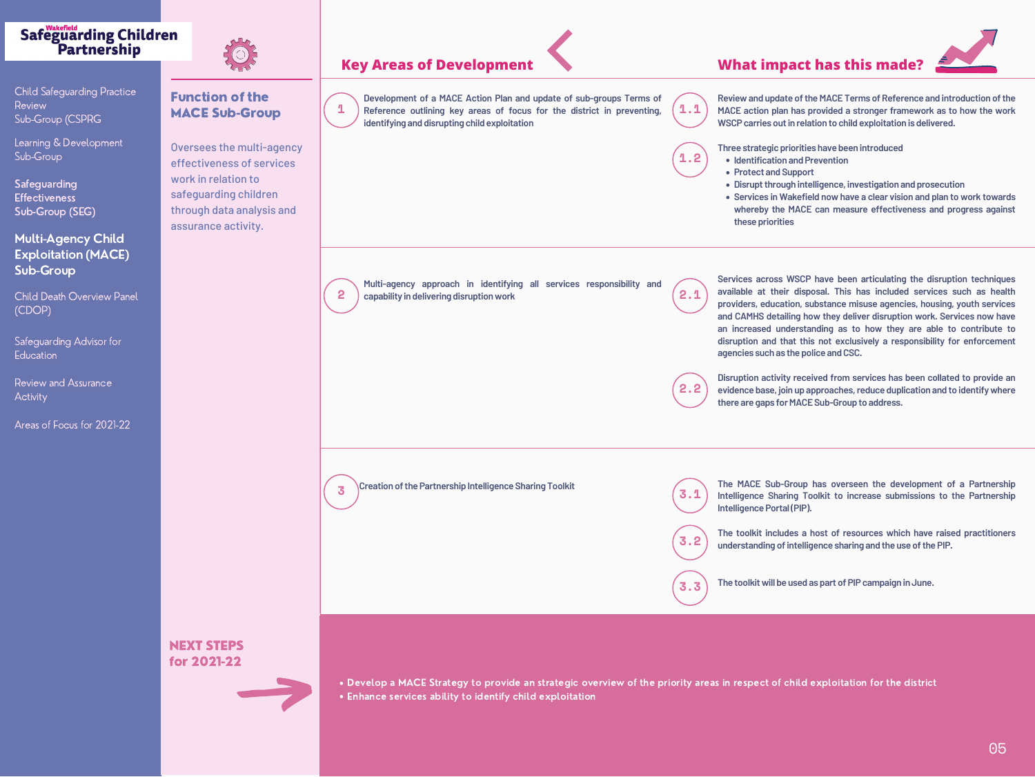Safeguarding Children Partnership

- Child Safeguarding Practice Review Sub-Group (CSPRG
- Learning & Development Sub-Group
- Safeguarding Effectiveness Sub-Group (SEG)
- **Multi-Agency Child Exploitation (MACE) Sub-Group**
- Child Death Overview Panel (CDOP)
- Safeguarding Advisor for Education
- Review and Assurance Activity
- Areas of Focus for 2021-22

## Function of the MACE Sub-Group

Oversees the multi-agency effectiveness of services work in relation to safeguarding children through data analysis and assurance activity.

| Key Areas of Development | | What impact has this made? | |
|---|---|---|---|
| 1 | Development of a MACE Action Plan and update of sub-groups Terms of Reference outlining key areas of focus for the district in preventing, identifying and disrupting child exploitation | 1.1 | Review and update of the MACE Terms of Reference and introduction of the MACE action plan has provided a stronger framework as to how the work WSCP carries out in relation to child exploitation is delivered. |
| | | 1.2 | Three strategic priorities have been introduced<br>• Identification and Prevention<br>• Protect and Support<br>• Disrupt through intelligence, investigation and prosecution<br>• Services in Wakefield now have a clear vision and plan to work towards whereby the MACE can measure effectiveness and progress against these priorities |
| 2 | Multi-agency approach in identifying all services responsibility and capability in delivering disruption work | 2.1 | Services across WSCP have been articulating the disruption techniques available at their disposal. This has included services such as health providers, education, substance misuse agencies, housing, youth services and CAMHS detailing how they deliver disruption work. Services now have an increased understanding as to how they are able to contribute to disruption and that this not exclusively a responsibility for enforcement agencies such as the police and CSC. |
| | | 2.2 | Disruption activity received from services has been collated to provide an evidence base, join up approaches, reduce duplication and to identify where there are gaps for MACE Sub-Group to address. |
| 3 | Creation of the Partnership Intelligence Sharing Toolkit | 3.1 | The MACE Sub-Group has overseen the development of a Partnership Intelligence Sharing Toolkit to increase submissions to the Partnership Intelligence Portal (PIP). |
| | | 3.2 | The toolkit includes a host of resources which have raised practitioners understanding of intelligence sharing and the use of the PIP. |
| | | 3.3 | The toolkit will be used as part of PIP campaign in June. |

## NEXT STEPS for 2021-22

- Develop a MACE Strategy to provide an strategic overview of the priority areas in respect of child exploitation for the district
- Enhance services ability to identify child exploitation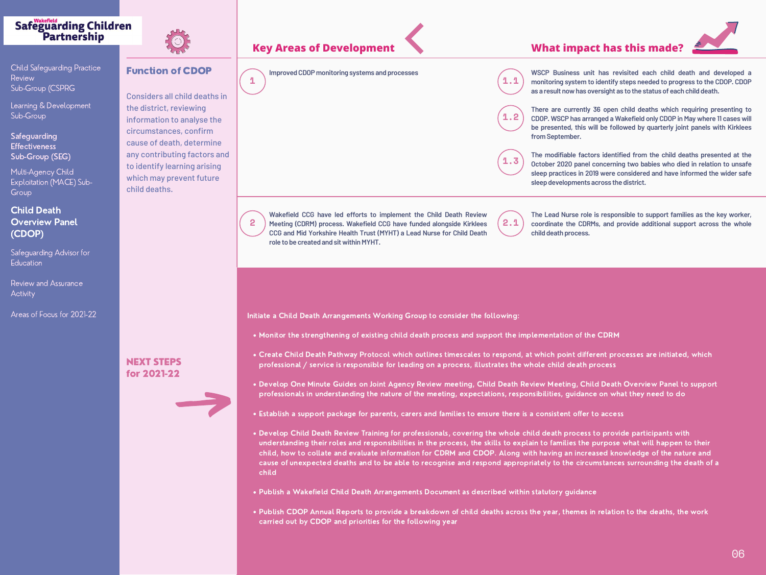**Wakefield Safeguarding Children Partnership**

- Child Safeguarding Practice Review Sub-Group (CSPRG
- Learning & Development Sub-Group
- Safeguarding Effectiveness Sub-Group (SEG)
- Multi-Agency Child Exploitation (MACE) Sub-Group
- **Child Death Overview Panel (CDOP)**
- Safeguarding Advisor for Education
- Review and Assurance Activity
- Areas of Focus for 2021-22

## Function of CDOP

Considers all child deaths in the district, reviewing information to analyse the circumstances, confirm cause of death, determine any contributing factors and to identify learning arising which may prevent future child deaths.

| Key Areas of Development | | What impact has this made? | |
|---|---|---|---|
| 1 | Improved CDOP monitoring systems and processes | 1.1 | WSCP Business unit has revisited each child death and developed a monitoring system to identify steps needed to progress to the CDOP. CDOP as a result now has oversight as to the status of each child death. |
| | | 1.2 | There are currently 36 open child deaths which requiring presenting to CDOP. WSCP has arranged a Wakefield only CDOP in May where 11 cases will be presented, this will be followed by quarterly joint panels with Kirklees from September. |
| | | 1.3 | The modifiable factors identified from the child deaths presented at the October 2020 panel concerning two babies who died in relation to unsafe sleep practices in 2019 were considered and have informed the wider safe sleep developments across the district. |
| 2 | Wakefield CCG have led efforts to implement the Child Death Review Meeting (CDRM) process. Wakefield CCG have funded alongside Kirklees CCG and Mid Yorkshire Health Trust (MYHT) a Lead Nurse for Child Death role to be created and sit within MYHT. | 2.1 | The Lead Nurse role is responsible to support families as the key worker, coordinate the CDRMs, and provide additional support across the whole child death process. |

## NEXT STEPS for 2021-22

Initiate a Child Death Arrangements Working Group to consider the following:

- Monitor the strengthening of existing child death process and support the implementation of the CDRM
- Create Child Death Pathway Protocol which outlines timescales to respond, at which point different processes are initiated, which professional / service is responsible for leading on a process, illustrates the whole child death process
- Develop One Minute Guides on Joint Agency Review meeting, Child Death Review Meeting, Child Death Overview Panel to support professionals in understanding the nature of the meeting, expectations, responsibilities, guidance on what they need to do
- Establish a support package for parents, carers and families to ensure there is a consistent offer to access
- Develop Child Death Review Training for professionals, covering the whole child death process to provide participants with understanding their roles and responsibilities in the process, the skills to explain to families the purpose what will happen to their child, how to collate and evaluate information for CDRM and CDOP. Along with having an increased knowledge of the nature and cause of unexpected deaths and to be able to recognise and respond appropriately to the circumstances surrounding the death of a child
- Publish a Wakefield Child Death Arrangements Document as described within statutory guidance
- Publish CDOP Annual Reports to provide a breakdown of child deaths across the year, themes in relation to the deaths, the work carried out by CDOP and priorities for the following year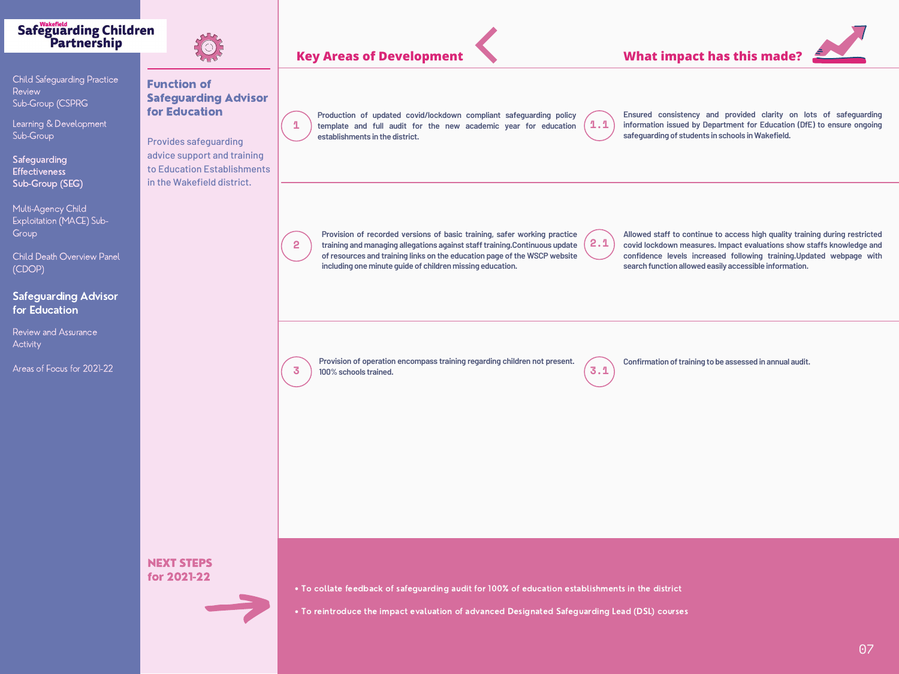**Wakefield Safeguarding Children Partnership**

- Child Safeguarding Practice Review Sub-Group (CSPRG
- Learning & Development Sub-Group
- Safeguarding Effectiveness Sub-Group (SEG)
- Multi-Agency Child Exploitation (MACE) Sub-Group
- Child Death Overview Panel (CDOP)
- **Safeguarding Advisor for Education**
- Review and Assurance Activity
- Areas of Focus for 2021-22

## Function of Safeguarding Advisor for Education

Provides safeguarding advice support and training to Education Establishments in the Wakefield district.

| | Key Areas of Development | | What impact has this made? |
|---|---|---|---|
| 1 | Production of updated covid/lockdown compliant safeguarding policy template and full audit for the new academic year for education establishments in the district. | 1.1 | Ensured consistency and provided clarity on lots of safeguarding information issued by Department for Education (DfE) to ensure ongoing safeguarding of students in schools in Wakefield. |
| 2 | Provision of recorded versions of basic training, safer working practice training and managing allegations against staff training.Continuous update of resources and training links on the education page of the WSCP website including one minute guide of children missing education. | 2.1 | Allowed staff to continue to access high quality training during restricted covid lockdown measures. Impact evaluations show staffs knowledge and confidence levels increased following training.Updated webpage with search function allowed easily accessible information. |
| 3 | Provision of operation encompass training regarding children not present. 100% schools trained. | 3.1 | Confirmation of training to be assessed in annual audit. |

## NEXT STEPS for 2021-22

- To collate feedback of safeguarding audit for 100% of education establishments in the district
- To reintroduce the impact evaluation of advanced Designated Safeguarding Lead (DSL) courses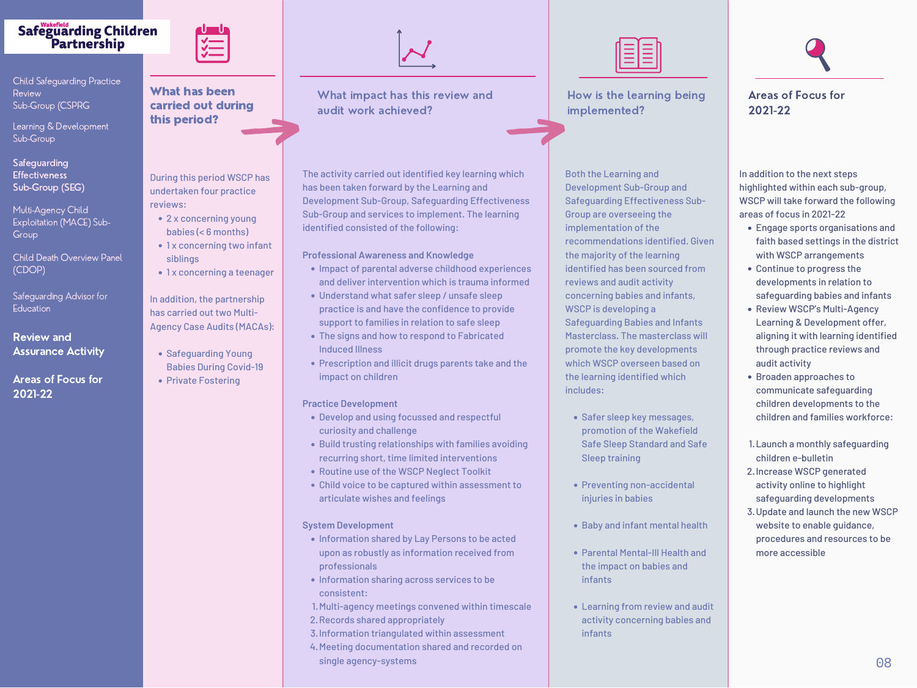**Wakefield Safeguarding Children Partnership**

- Child Safeguarding Practice Review Sub-Group (CSPRG
- Learning & Development Sub-Group
- **Safeguarding Effectiveness Sub-Group (SEG)**
- Multi-Agency Child Exploitation (MACE) Sub-Group
- Child Death Overview Panel (CDOP)
- Safeguarding Advisor for Education
- **Review and Assurance Activity**
- **Areas of Focus for 2021-22**

## What has been carried out during this period?

During this period WSCP has undertaken four practice reviews:

- 2 x concerning young babies (< 6 months)
- 1 x concerning two infant siblings
- 1 x concerning a teenager

In addition, the partnership has carried out two Multi-Agency Case Audits (MACAs):

- Safeguarding Young Babies During Covid-19
- Private Fostering

## What impact has this review and audit work achieved?

The activity carried out identified key learning which has been taken forward by the Learning and Development Sub-Group, Safeguarding Effectiveness Sub-Group and services to implement. The learning identified consisted of the following:

**Professional Awareness and Knowledge**

- Impact of parental adverse childhood experiences and deliver intervention which is trauma informed
- Understand what safer sleep / unsafe sleep practice is and have the confidence to provide support to families in relation to safe sleep
- The signs and how to respond to Fabricated Induced Illness
- Prescription and illicit drugs parents take and the impact on children

**Practice Development**

- Develop and using focussed and respectful curiosity and challenge
- Build trusting relationships with families avoiding recurring short, time limited interventions
- Routine use of the WSCP Neglect Toolkit
- Child voice to be captured within assessment to articulate wishes and feelings

**System Development**

- Information shared by Lay Persons to be acted upon as robustly as information received from professionals
- Information sharing across services to be consistent:

1. Multi-agency meetings convened within timescale
2. Records shared appropriately
3. Information triangulated within assessment
4. Meeting documentation shared and recorded on single agency-systems

## How is the learning being implemented?

Both the Learning and Development Sub-Group and Safeguarding Effectiveness Sub-Group are overseeing the implementation of the recommendations identified. Given the majority of the learning identified has been sourced from reviews and audit activity concerning babies and infants, WSCP is developing a Safeguarding Babies and Infants Masterclass. The masterclass will promote the key developments which WSCP overseen based on the learning identified which includes:

- Safer sleep key messages, promotion of the Wakefield Safe Sleep Standard and Safe Sleep training
- Preventing non-accidental injuries in babies
- Baby and infant mental health
- Parental Mental-Ill Health and the impact on babies and infants
- Learning from review and audit activity concerning babies and infants

## Areas of Focus for 2021-22

In addition to the next steps highlighted within each sub-group, WSCP will take forward the following areas of focus in 2021-22

- Engage sports organisations and faith based settings in the district with WSCP arrangements
- Continue to progress the developments in relation to safeguarding babies and infants
- Review WSCP's Multi-Agency Learning & Development offer, aligning it with learning identified through practice reviews and audit activity
- Broaden approaches to communicate safeguarding children developments to the children and families workforce:

1. Launch a monthly safeguarding children e-bulletin
2. Increase WSCP generated activity online to highlight safeguarding developments
3. Update and launch the new WSCP website to enable guidance, procedures and resources to be more accessible